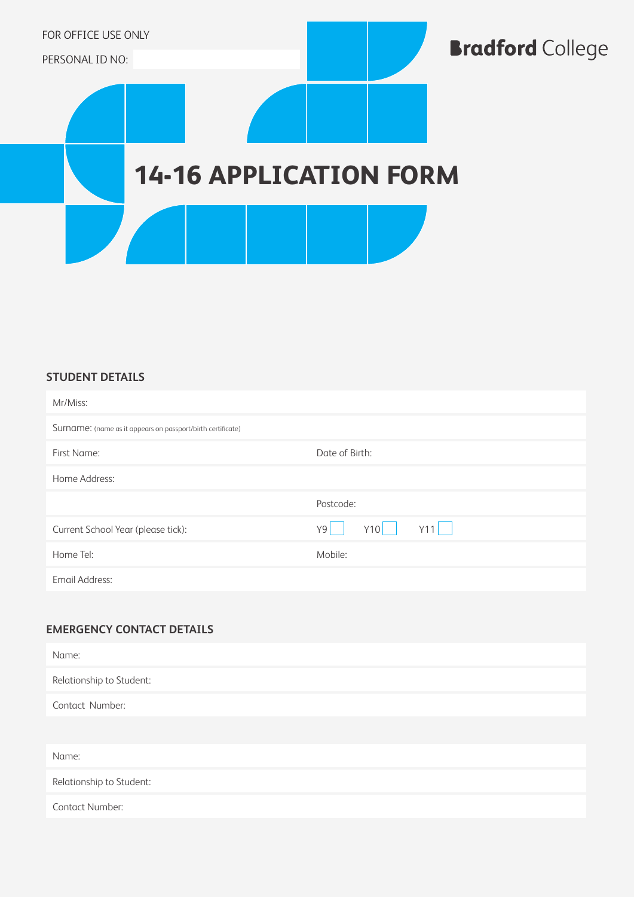FOR OFFICE USE ONLY

PERSONAL ID NO:

**Bradford** College

# 14-16 APPLICATION FORM

## STUDENT DETAILS

| | |
|---|---|
| Mr/Miss: | |
| Surname: (name as it appears on passport/birth certificate) | |
| First Name: | Date of Birth: |
| Home Address: | |
| | Postcode: |
| Current School Year (please tick): | Y9 ☐ Y10 ☐ Y11 ☐ |
| Home Tel: | Mobile: |
| Email Address: | |

## EMERGENCY CONTACT DETAILS

| |
|---|
| Name: |
| Relationship to Student: |
| Contact Number: |

| |
|---|
| Name: |
| Relationship to Student: |
| Contact Number: |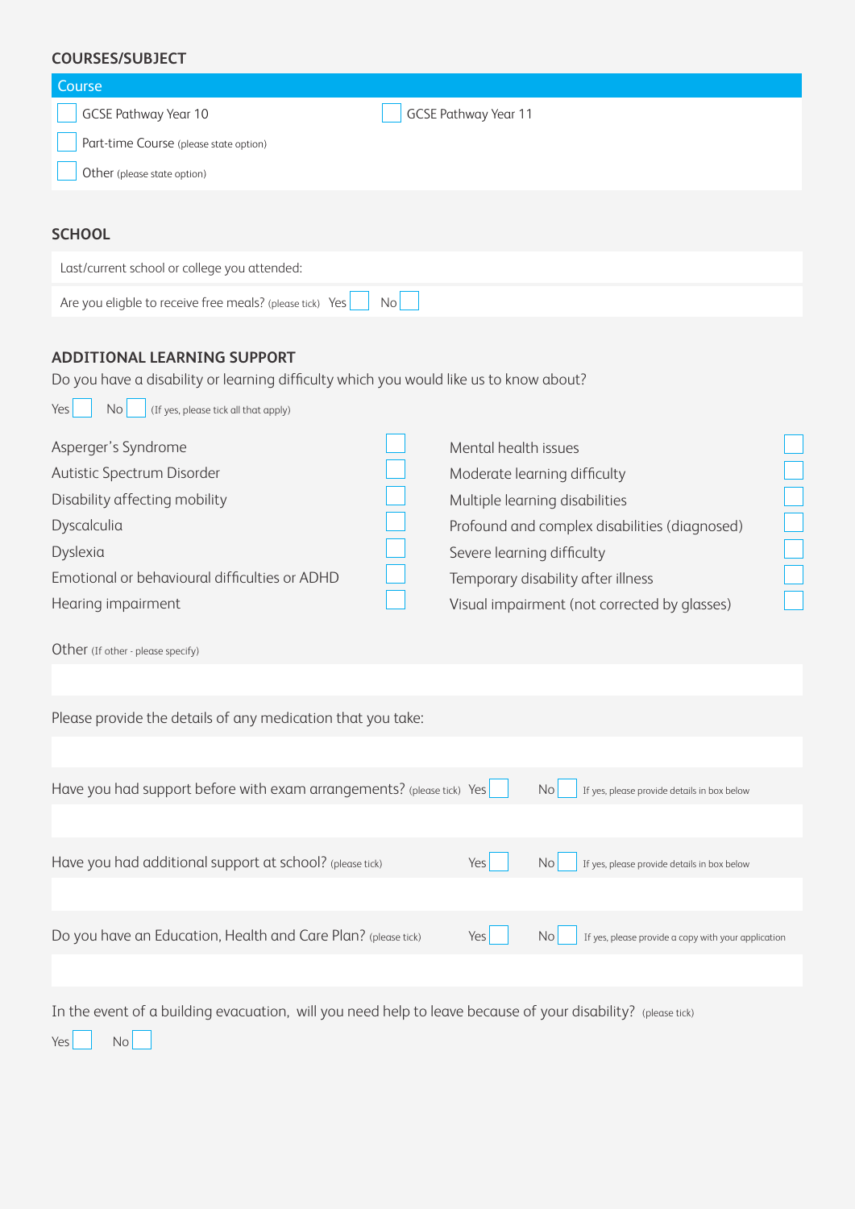## COURSES/SUBJECT

**Course**

- [ ] GCSE Pathway Year 10
- [ ] GCSE Pathway Year 11
- [ ] Part-time Course (please state option)
- [ ] Other (please state option)

## SCHOOL

Last/current school or college you attended:

Are you eligble to receive free meals? (please tick) Yes [ ] No [ ]

## ADDITIONAL LEARNING SUPPORT

Do you have a disability or learning difficulty which you would like us to know about?

Yes [ ] No [ ] (If yes, please tick all that apply)

- [ ] Asperger's Syndrome
- [ ] Autistic Spectrum Disorder
- [ ] Disability affecting mobility
- [ ] Dyscalculia
- [ ] Dyslexia
- [ ] Emotional or behavioural difficulties or ADHD
- [ ] Hearing impairment
- [ ] Mental health issues
- [ ] Moderate learning difficulty
- [ ] Multiple learning disabilities
- [ ] Profound and complex disabilities (diagnosed)
- [ ] Severe learning difficulty
- [ ] Temporary disability after illness
- [ ] Visual impairment (not corrected by glasses)

Other (If other - please specify)

Please provide the details of any medication that you take:

Have you had support before with exam arrangements? (please tick) Yes [ ] No [ ] If yes, please provide details in box below

Have you had additional support at school? (please tick) Yes [ ] No [ ] If yes, please provide details in box below

Do you have an Education, Health and Care Plan? (please tick) Yes [ ] No [ ] If yes, please provide a copy with your application

In the event of a building evacuation, will you need help to leave because of your disability? (please tick)

Yes [ ] No [ ]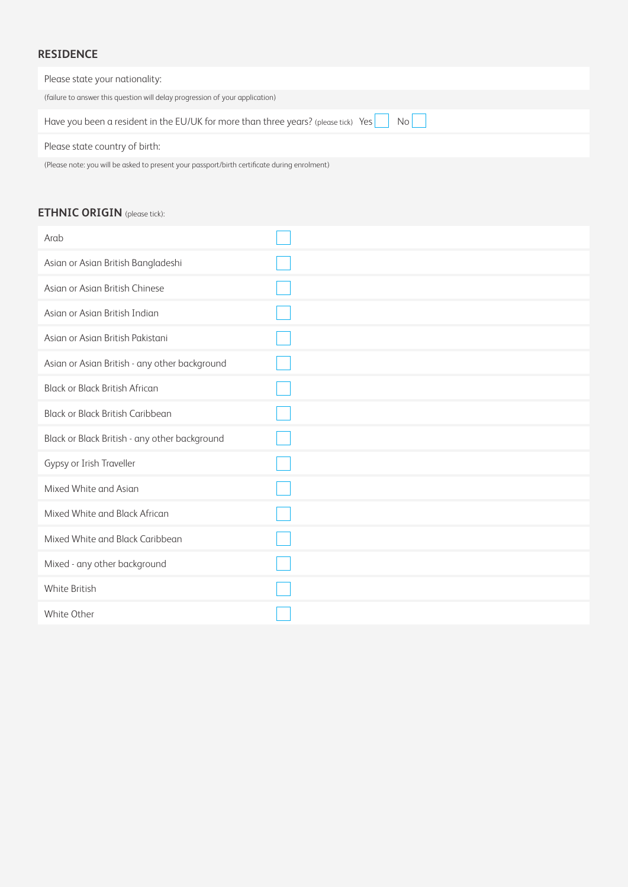## RESIDENCE

Please state your nationality:

(failure to answer this question will delay progression of your application)

Have you been a resident in the EU/UK for more than three years? (please tick) Yes ☐ No ☐

Please state country of birth:

(Please note: you will be asked to present your passport/birth certificate during enrolment)

## ETHNIC ORIGIN (please tick):

| | |
|---|---|
| Arab | ☐ |
| Asian or Asian British Bangladeshi | ☐ |
| Asian or Asian British Chinese | ☐ |
| Asian or Asian British Indian | ☐ |
| Asian or Asian British Pakistani | ☐ |
| Asian or Asian British - any other background | ☐ |
| Black or Black British African | ☐ |
| Black or Black British Caribbean | ☐ |
| Black or Black British - any other background | ☐ |
| Gypsy or Irish Traveller | ☐ |
| Mixed White and Asian | ☐ |
| Mixed White and Black African | ☐ |
| Mixed White and Black Caribbean | ☐ |
| Mixed - any other background | ☐ |
| White British | ☐ |
| White Other | ☐ |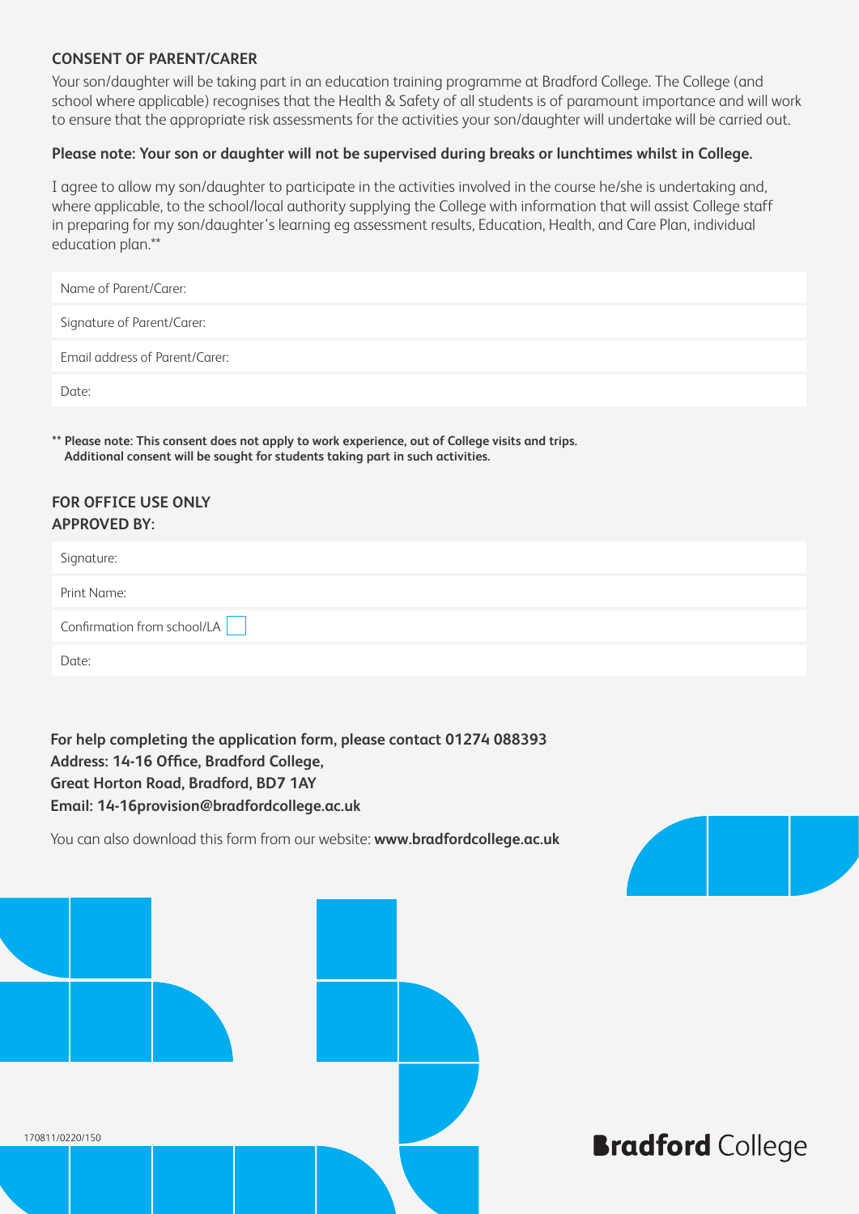## CONSENT OF PARENT/CARER

Your son/daughter will be taking part in an education training programme at Bradford College. The College (and school where applicable) recognises that the Health & Safety of all students is of paramount importance and will work to ensure that the appropriate risk assessments for the activities your son/daughter will undertake will be carried out.

**Please note: Your son or daughter will not be supervised during breaks or lunchtimes whilst in College.**

I agree to allow my son/daughter to participate in the activities involved in the course he/she is undertaking and, where applicable, to the school/local authority supplying the College with information that will assist College staff in preparing for my son/daughter's learning eg assessment results, Education, Health, and Care Plan, individual education plan.**

| |
|---|
| Name of Parent/Carer: |
| Signature of Parent/Carer: |
| Email address of Parent/Carer: |
| Date: |

**** Please note: This consent does not apply to work experience, out of College visits and trips. Additional consent will be sought for students taking part in such activities.**

## FOR OFFICE USE ONLY
## APPROVED BY:

| |
|---|
| Signature: |
| Print Name: |
| Confirmation from school/LA ☐ |
| Date: |

**For help completing the application form, please contact 01274 088393**
**Address: 14-16 Office, Bradford College,**
**Great Horton Road, Bradford, BD7 1AY**
**Email: 14-16provision@bradfordcollege.ac.uk**

You can also download this form from our website: **www.bradfordcollege.ac.uk**

170811/0220/150

**Bradford** College